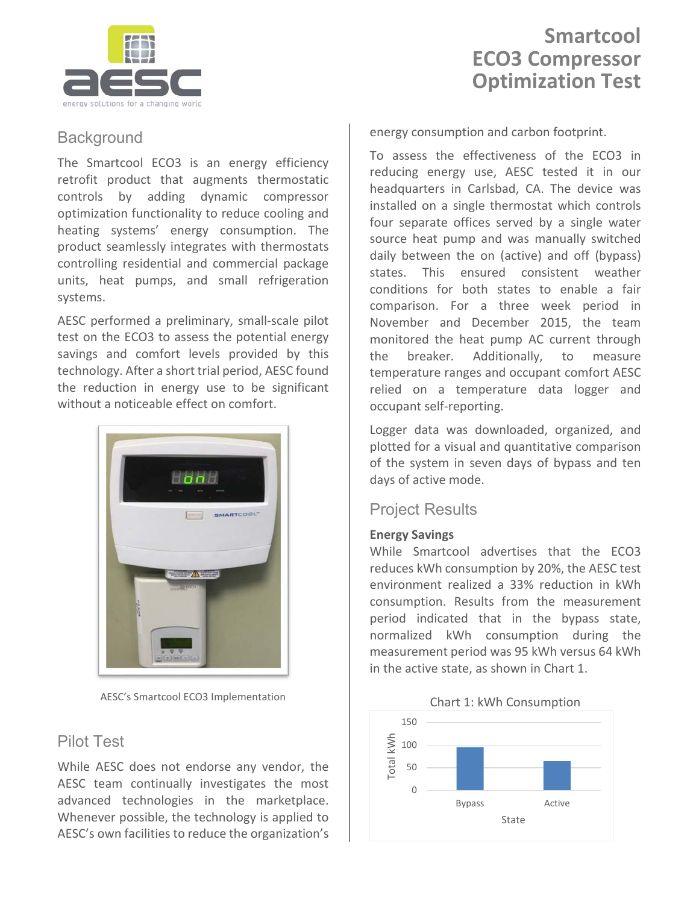# Smartcool ECO3 Compressor Optimization Test

## Background

The Smartcool ECO3 is an energy efficiency retrofit product that augments thermostatic controls by adding dynamic compressor optimization functionality to reduce cooling and heating systems' energy consumption. The product seamlessly integrates with thermostats controlling residential and commercial package units, heat pumps, and small refrigeration systems.

AESC performed a preliminary, small-scale pilot test on the ECO3 to assess the potential energy savings and comfort levels provided by this technology. After a short trial period, AESC found the reduction in energy use to be significant without a noticeable effect on comfort.

AESC's Smartcool ECO3 Implementation

## Pilot Test

While AESC does not endorse any vendor, the AESC team continually investigates the most advanced technologies in the marketplace. Whenever possible, the technology is applied to AESC's own facilities to reduce the organization's energy consumption and carbon footprint.

To assess the effectiveness of the ECO3 in reducing energy use, AESC tested it in our headquarters in Carlsbad, CA. The device was installed on a single thermostat which controls four separate offices served by a single water source heat pump and was manually switched daily between the on (active) and off (bypass) states. This ensured consistent weather conditions for both states to enable a fair comparison. For a three week period in November and December 2015, the team monitored the heat pump AC current through the breaker. Additionally, to measure temperature ranges and occupant comfort AESC relied on a temperature data logger and occupant self-reporting.

Logger data was downloaded, organized, and plotted for a visual and quantitative comparison of the system in seven days of bypass and ten days of active mode.

## Project Results

**Energy Savings**

While Smartcool advertises that the ECO3 reduces kWh consumption by 20%, the AESC test environment realized a 33% reduction in kWh consumption. Results from the measurement period indicated that in the bypass state, normalized kWh consumption during the measurement period was 95 kWh versus 64 kWh in the active state, as shown in Chart 1.

Chart 1: kWh Consumption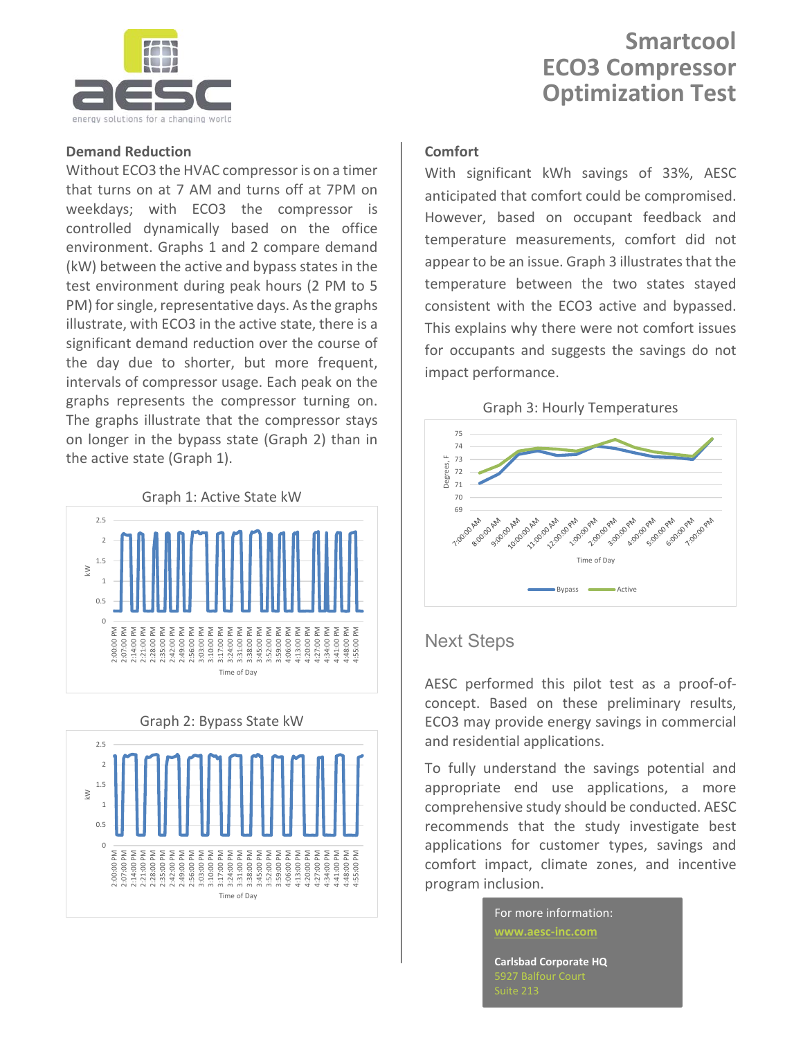# Smartcool ECO3 Compressor Optimization Test

**Demand Reduction**

Without ECO3 the HVAC compressor is on a timer that turns on at 7 AM and turns off at 7PM on weekdays; with ECO3 the compressor is controlled dynamically based on the office environment. Graphs 1 and 2 compare demand (kW) between the active and bypass states in the test environment during peak hours (2 PM to 5 PM) for single, representative days. As the graphs illustrate, with ECO3 in the active state, there is a significant demand reduction over the course of the day due to shorter, but more frequent, intervals of compressor usage. Each peak on the graphs represents the compressor turning on. The graphs illustrate that the compressor stays on longer in the bypass state (Graph 2) than in the active state (Graph 1).

Graph 1: Active State kW

kW
2.5
2
1.5
1
0.5
0
2:00:00 PM 2:07:00 PM 2:14:00 PM 2:21:00 PM 2:28:00 PM 2:35:00 PM 2:42:00 PM 2:49:00 PM 2:56:00 PM 3:03:00 PM 3:10:00 PM 3:17:00 PM 3:24:00 PM 3:31:00 PM 3:38:00 PM 3:45:00 PM 3:52:00 PM 3:59:00 PM 4:06:00 PM 4:13:00 PM 4:20:00 PM 4:27:00 PM 4:34:00 PM 4:41:00 PM 4:48:00 PM 4:55:00 PM
Time of Day

Graph 2: Bypass State kW

kW
2.5
2
1.5
1
0.5
0
2:00:00 PM 2:07:00 PM 2:14:00 PM 2:21:00 PM 2:28:00 PM 2:35:00 PM 2:42:00 PM 2:49:00 PM 2:56:00 PM 3:03:00 PM 3:10:00 PM 3:17:00 PM 3:24:00 PM 3:31:00 PM 3:38:00 PM 3:45:00 PM 3:52:00 PM 3:59:00 PM 4:06:00 PM 4:13:00 PM 4:20:00 PM 4:27:00 PM 4:34:00 PM 4:41:00 PM 4:48:00 PM 4:55:00 PM
Time of Day

**Comfort**

With significant kWh savings of 33%, AESC anticipated that comfort could be compromised. However, based on occupant feedback and temperature measurements, comfort did not appear to be an issue. Graph 3 illustrates that the temperature between the two states stayed consistent with the ECO3 active and bypassed. This explains why there were not comfort issues for occupants and suggests the savings do not impact performance.

Graph 3: Hourly Temperatures

Degrees, F
75
74
73
72
71
70
69
7:00:00 AM 8:00:00 AM 9:00:00 AM 10:00:00 AM 11:00:00 AM 12:00:00 PM 1:00:00 PM 2:00:00 PM 3:00:00 PM 4:00:00 PM 5:00:00 PM 6:00:00 PM 7:00:00 PM
Time of Day
Bypass Active

## Next Steps

AESC performed this pilot test as a proof-of-concept. Based on these preliminary results, ECO3 may provide energy savings in commercial and residential applications.

To fully understand the savings potential and appropriate end use applications, a more comprehensive study should be conducted. AESC recommends that the study investigate best applications for customer types, savings and comfort impact, climate zones, and incentive program inclusion.

For more information:
www.aesc-inc.com

**Carlsbad Corporate HQ**
5927 Balfour Court
Suite 213